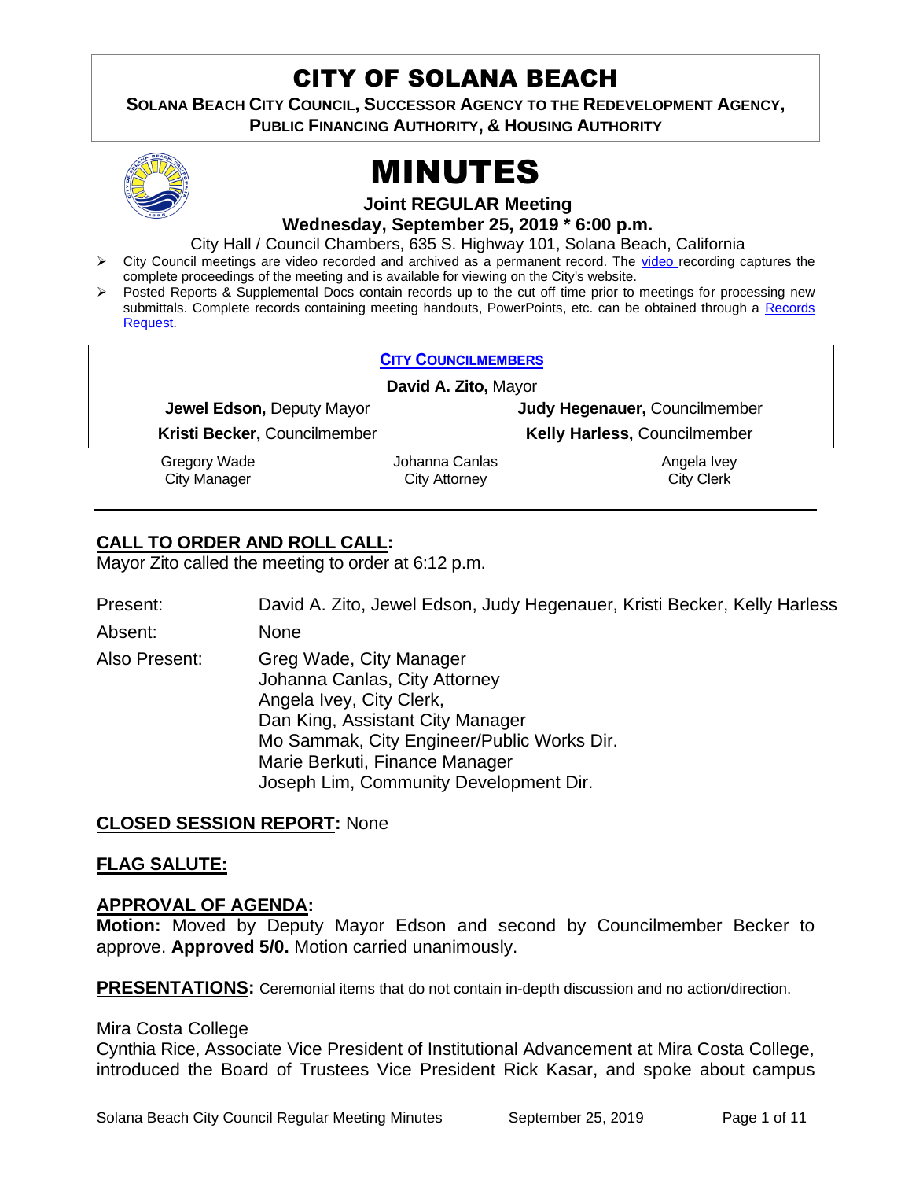# CITY OF SOLANA BEACH

**SOLANA BEACH CITY COUNCIL, SUCCESSOR AGENCY TO THE REDEVELOPMENT AGENCY, PUBLIC FINANCING AUTHORITY, & HOUSING AUTHORITY**

# MINUTES

**Joint REGULAR Meeting**

**Wednesday, September 25, 2019 * 6:00 p.m.**

City Hall / Council Chambers, 635 S. Highway 101, Solana Beach, California

- City Council meetings are video recorded and archived as a permanent record. The video recording captures the complete proceedings of the meeting and is available for viewing on the City's website.
- Posted Reports & Supplemental Docs contain records up to the cut off time prior to meetings for processing new submittals. Complete records containing meeting handouts, PowerPoints, etc. can be obtained through a Records Request.

**CITY COUNCILMEMBERS**

**David A. Zito,** Mayor

| | |
|---|---|
| **Jewel Edson,** Deputy Mayor | **Judy Hegenauer,** Councilmember |
| **Kristi Becker,** Councilmember | **Kelly Harless,** Councilmember |

| | | |
|---|---|---|
| Gregory Wade<br>City Manager | Johanna Canlas<br>City Attorney | Angela Ivey<br>City Clerk |

## CALL TO ORDER AND ROLL CALL:

Mayor Zito called the meeting to order at 6:12 p.m.

Present: David A. Zito, Jewel Edson, Judy Hegenauer, Kristi Becker, Kelly Harless

Absent: None

Also Present: Greg Wade, City Manager
Johanna Canlas, City Attorney
Angela Ivey, City Clerk,
Dan King, Assistant City Manager
Mo Sammak, City Engineer/Public Works Dir.
Marie Berkuti, Finance Manager
Joseph Lim, Community Development Dir.

## CLOSED SESSION REPORT: None

## FLAG SALUTE:

## APPROVAL OF AGENDA:

**Motion:** Moved by Deputy Mayor Edson and second by Councilmember Becker to approve. **Approved 5/0.** Motion carried unanimously.

## PRESENTATIONS: Ceremonial items that do not contain in-depth discussion and no action/direction.

Mira Costa College

Cynthia Rice, Associate Vice President of Institutional Advancement at Mira Costa College, introduced the Board of Trustees Vice President Rick Kasar, and spoke about campus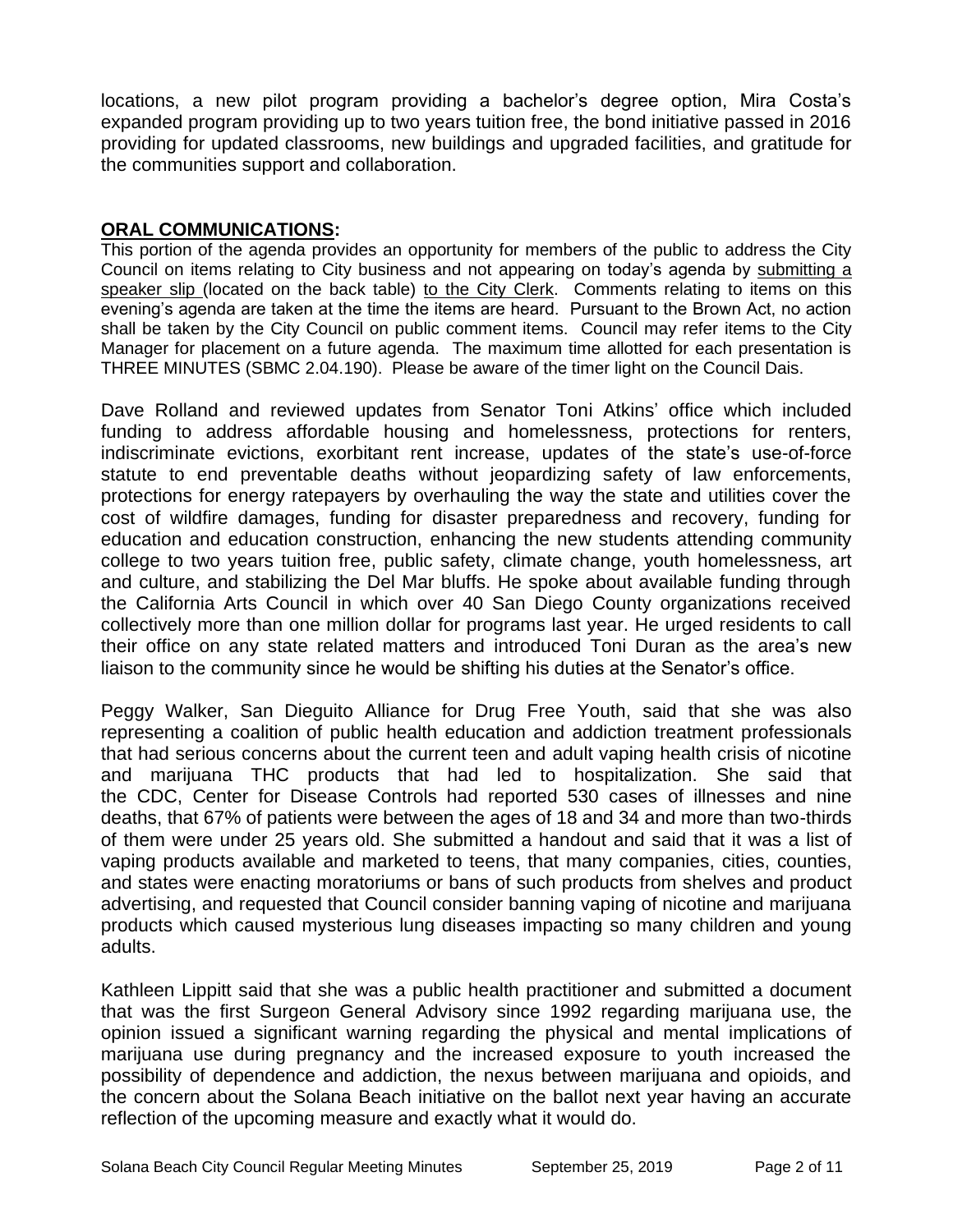locations, a new pilot program providing a bachelor's degree option, Mira Costa's expanded program providing up to two years tuition free, the bond initiative passed in 2016 providing for updated classrooms, new buildings and upgraded facilities, and gratitude for the communities support and collaboration.

## ORAL COMMUNICATIONS:

This portion of the agenda provides an opportunity for members of the public to address the City Council on items relating to City business and not appearing on today's agenda by submitting a speaker slip (located on the back table) to the City Clerk. Comments relating to items on this evening's agenda are taken at the time the items are heard. Pursuant to the Brown Act, no action shall be taken by the City Council on public comment items. Council may refer items to the City Manager for placement on a future agenda. The maximum time allotted for each presentation is THREE MINUTES (SBMC 2.04.190). Please be aware of the timer light on the Council Dais.

Dave Rolland and reviewed updates from Senator Toni Atkins' office which included funding to address affordable housing and homelessness, protections for renters, indiscriminate evictions, exorbitant rent increase, updates of the state's use-of-force statute to end preventable deaths without jeopardizing safety of law enforcements, protections for energy ratepayers by overhauling the way the state and utilities cover the cost of wildfire damages, funding for disaster preparedness and recovery, funding for education and education construction, enhancing the new students attending community college to two years tuition free, public safety, climate change, youth homelessness, art and culture, and stabilizing the Del Mar bluffs. He spoke about available funding through the California Arts Council in which over 40 San Diego County organizations received collectively more than one million dollar for programs last year. He urged residents to call their office on any state related matters and introduced Toni Duran as the area's new liaison to the community since he would be shifting his duties at the Senator's office.

Peggy Walker, San Dieguito Alliance for Drug Free Youth, said that she was also representing a coalition of public health education and addiction treatment professionals that had serious concerns about the current teen and adult vaping health crisis of nicotine and marijuana THC products that had led to hospitalization. She said that the CDC, Center for Disease Controls had reported 530 cases of illnesses and nine deaths, that 67% of patients were between the ages of 18 and 34 and more than two-thirds of them were under 25 years old. She submitted a handout and said that it was a list of vaping products available and marketed to teens, that many companies, cities, counties, and states were enacting moratoriums or bans of such products from shelves and product advertising, and requested that Council consider banning vaping of nicotine and marijuana products which caused mysterious lung diseases impacting so many children and young adults.

Kathleen Lippitt said that she was a public health practitioner and submitted a document that was the first Surgeon General Advisory since 1992 regarding marijuana use, the opinion issued a significant warning regarding the physical and mental implications of marijuana use during pregnancy and the increased exposure to youth increased the possibility of dependence and addiction, the nexus between marijuana and opioids, and the concern about the Solana Beach initiative on the ballot next year having an accurate reflection of the upcoming measure and exactly what it would do.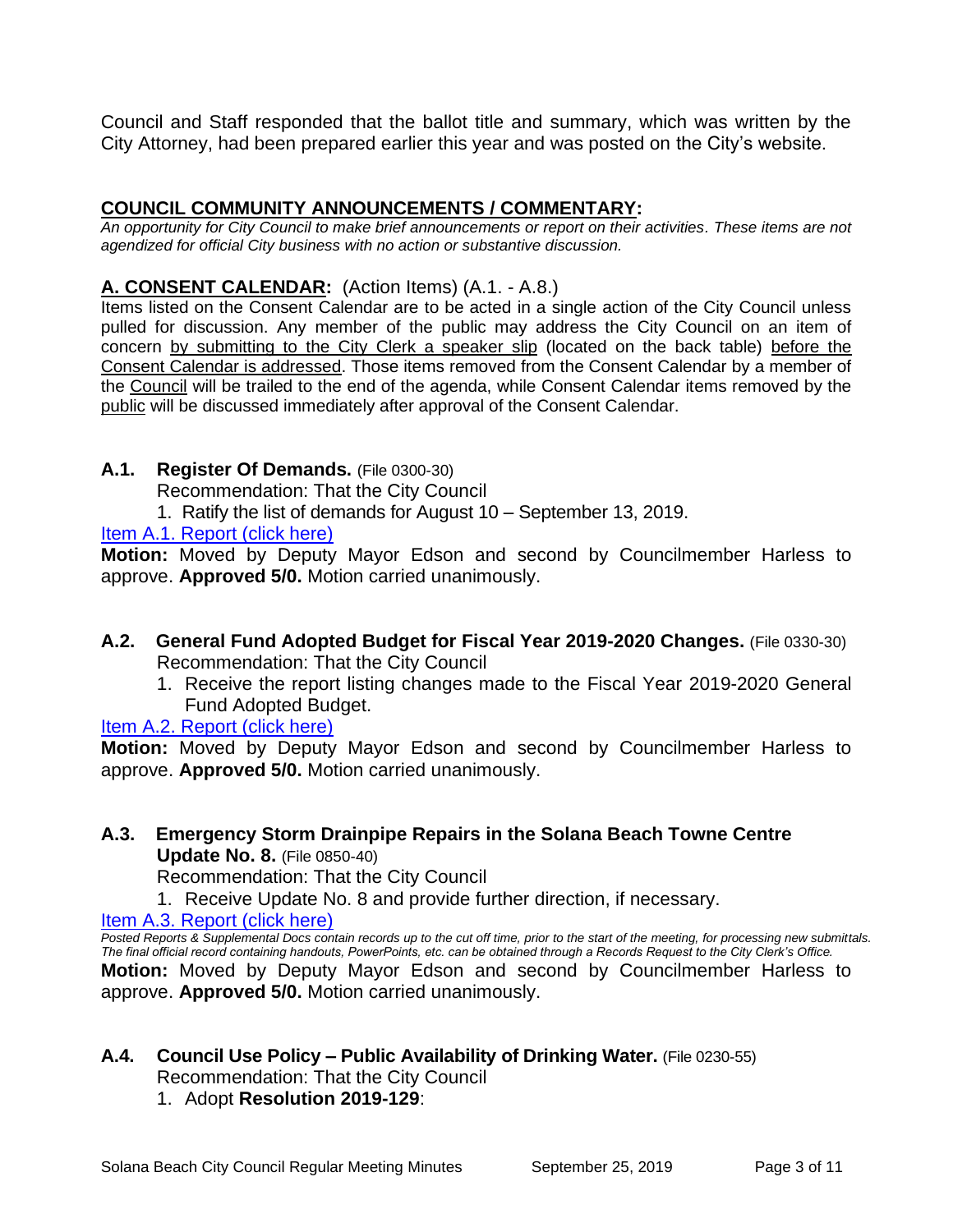Council and Staff responded that the ballot title and summary, which was written by the City Attorney, had been prepared earlier this year and was posted on the City's website.

## COUNCIL COMMUNITY ANNOUNCEMENTS / COMMENTARY:

*An opportunity for City Council to make brief announcements or report on their activities. These items are not agendized for official City business with no action or substantive discussion.*

## A. CONSENT CALENDAR: (Action Items) (A.1. - A.8.)

Items listed on the Consent Calendar are to be acted in a single action of the City Council unless pulled for discussion. Any member of the public may address the City Council on an item of concern by submitting to the City Clerk a speaker slip (located on the back table) before the Consent Calendar is addressed. Those items removed from the Consent Calendar by a member of the Council will be trailed to the end of the agenda, while Consent Calendar items removed by the public will be discussed immediately after approval of the Consent Calendar.

### A.1. Register Of Demands. (File 0300-30)

Recommendation: That the City Council

1. Ratify the list of demands for August 10 – September 13, 2019.

Item A.1. Report (click here)

**Motion:** Moved by Deputy Mayor Edson and second by Councilmember Harless to approve. **Approved 5/0.** Motion carried unanimously.

### A.2. General Fund Adopted Budget for Fiscal Year 2019-2020 Changes. (File 0330-30)

Recommendation: That the City Council

1. Receive the report listing changes made to the Fiscal Year 2019-2020 General Fund Adopted Budget.

Item A.2. Report (click here)

**Motion:** Moved by Deputy Mayor Edson and second by Councilmember Harless to approve. **Approved 5/0.** Motion carried unanimously.

### A.3. Emergency Storm Drainpipe Repairs in the Solana Beach Towne Centre Update No. 8. (File 0850-40)

Recommendation: That the City Council

1. Receive Update No. 8 and provide further direction, if necessary.

Item A.3. Report (click here)

*Posted Reports & Supplemental Docs contain records up to the cut off time, prior to the start of the meeting, for processing new submittals. The final official record containing handouts, PowerPoints, etc. can be obtained through a Records Request to the City Clerk's Office.*

**Motion:** Moved by Deputy Mayor Edson and second by Councilmember Harless to approve. **Approved 5/0.** Motion carried unanimously.

### A.4. Council Use Policy – Public Availability of Drinking Water. (File 0230-55)

Recommendation: That the City Council

1. Adopt **Resolution 2019-129**: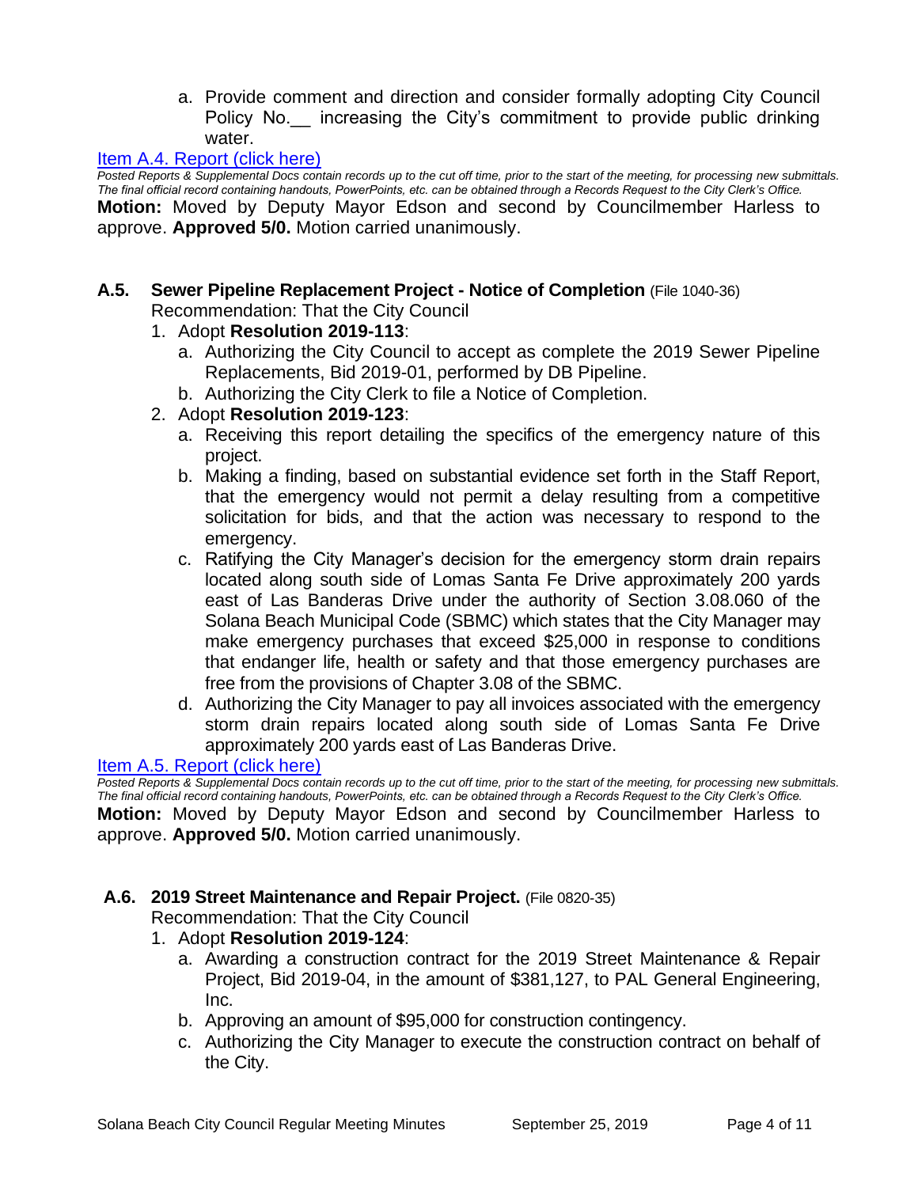a. Provide comment and direction and consider formally adopting City Council Policy No.__ increasing the City's commitment to provide public drinking water.

[Item A.4. Report (click here)](#)

*Posted Reports & Supplemental Docs contain records up to the cut off time, prior to the start of the meeting, for processing new submittals. The final official record containing handouts, PowerPoints, etc. can be obtained through a Records Request to the City Clerk's Office.*

**Motion:** Moved by Deputy Mayor Edson and second by Councilmember Harless to approve. **Approved 5/0.** Motion carried unanimously.

### A.5. Sewer Pipeline Replacement Project - Notice of Completion (File 1040-36)

Recommendation: That the City Council

1. Adopt **Resolution 2019-113**:
   a. Authorizing the City Council to accept as complete the 2019 Sewer Pipeline Replacements, Bid 2019-01, performed by DB Pipeline.
   b. Authorizing the City Clerk to file a Notice of Completion.
2. Adopt **Resolution 2019-123**:
   a. Receiving this report detailing the specifics of the emergency nature of this project.
   b. Making a finding, based on substantial evidence set forth in the Staff Report, that the emergency would not permit a delay resulting from a competitive solicitation for bids, and that the action was necessary to respond to the emergency.
   c. Ratifying the City Manager's decision for the emergency storm drain repairs located along south side of Lomas Santa Fe Drive approximately 200 yards east of Las Banderas Drive under the authority of Section 3.08.060 of the Solana Beach Municipal Code (SBMC) which states that the City Manager may make emergency purchases that exceed $25,000 in response to conditions that endanger life, health or safety and that those emergency purchases are free from the provisions of Chapter 3.08 of the SBMC.
   d. Authorizing the City Manager to pay all invoices associated with the emergency storm drain repairs located along south side of Lomas Santa Fe Drive approximately 200 yards east of Las Banderas Drive.

[Item A.5. Report (click here)](#)

*Posted Reports & Supplemental Docs contain records up to the cut off time, prior to the start of the meeting, for processing new submittals. The final official record containing handouts, PowerPoints, etc. can be obtained through a Records Request to the City Clerk's Office.*

**Motion:** Moved by Deputy Mayor Edson and second by Councilmember Harless to approve. **Approved 5/0.** Motion carried unanimously.

### A.6. 2019 Street Maintenance and Repair Project. (File 0820-35)

Recommendation: That the City Council

1. Adopt **Resolution 2019-124**:
   a. Awarding a construction contract for the 2019 Street Maintenance & Repair Project, Bid 2019-04, in the amount of $381,127, to PAL General Engineering, Inc.
   b. Approving an amount of $95,000 for construction contingency.
   c. Authorizing the City Manager to execute the construction contract on behalf of the City.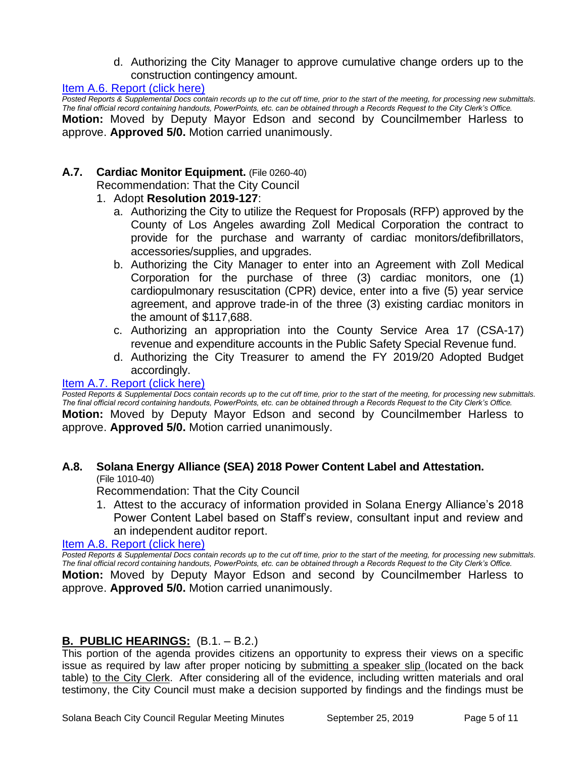d. Authorizing the City Manager to approve cumulative change orders up to the construction contingency amount.

[Item A.6. Report (click here)](#)

*Posted Reports & Supplemental Docs contain records up to the cut off time, prior to the start of the meeting, for processing new submittals. The final official record containing handouts, PowerPoints, etc. can be obtained through a Records Request to the City Clerk's Office.*

**Motion:** Moved by Deputy Mayor Edson and second by Councilmember Harless to approve. **Approved 5/0.** Motion carried unanimously.

### A.7. Cardiac Monitor Equipment. (File 0260-40)

Recommendation: That the City Council

1. Adopt **Resolution 2019-127**:
   a. Authorizing the City to utilize the Request for Proposals (RFP) approved by the County of Los Angeles awarding Zoll Medical Corporation the contract to provide for the purchase and warranty of cardiac monitors/defibrillators, accessories/supplies, and upgrades.
   b. Authorizing the City Manager to enter into an Agreement with Zoll Medical Corporation for the purchase of three (3) cardiac monitors, one (1) cardiopulmonary resuscitation (CPR) device, enter into a five (5) year service agreement, and approve trade-in of the three (3) existing cardiac monitors in the amount of $117,688.
   c. Authorizing an appropriation into the County Service Area 17 (CSA-17) revenue and expenditure accounts in the Public Safety Special Revenue fund.
   d. Authorizing the City Treasurer to amend the FY 2019/20 Adopted Budget accordingly.

[Item A.7. Report (click here)](#)

*Posted Reports & Supplemental Docs contain records up to the cut off time, prior to the start of the meeting, for processing new submittals. The final official record containing handouts, PowerPoints, etc. can be obtained through a Records Request to the City Clerk's Office.*

**Motion:** Moved by Deputy Mayor Edson and second by Councilmember Harless to approve. **Approved 5/0.** Motion carried unanimously.

### A.8. Solana Energy Alliance (SEA) 2018 Power Content Label and Attestation. (File 1010-40)

Recommendation: That the City Council

1. Attest to the accuracy of information provided in Solana Energy Alliance's 2018 Power Content Label based on Staff's review, consultant input and review and an independent auditor report.

[Item A.8. Report (click here)](#)

*Posted Reports & Supplemental Docs contain records up to the cut off time, prior to the start of the meeting, for processing new submittals. The final official record containing handouts, PowerPoints, etc. can be obtained through a Records Request to the City Clerk's Office.*

**Motion:** Moved by Deputy Mayor Edson and second by Councilmember Harless to approve. **Approved 5/0.** Motion carried unanimously.

## B. PUBLIC HEARINGS: (B.1. – B.2.)

This portion of the agenda provides citizens an opportunity to express their views on a specific issue as required by law after proper noticing by submitting a speaker slip (located on the back table) to the City Clerk. After considering all of the evidence, including written materials and oral testimony, the City Council must make a decision supported by findings and the findings must be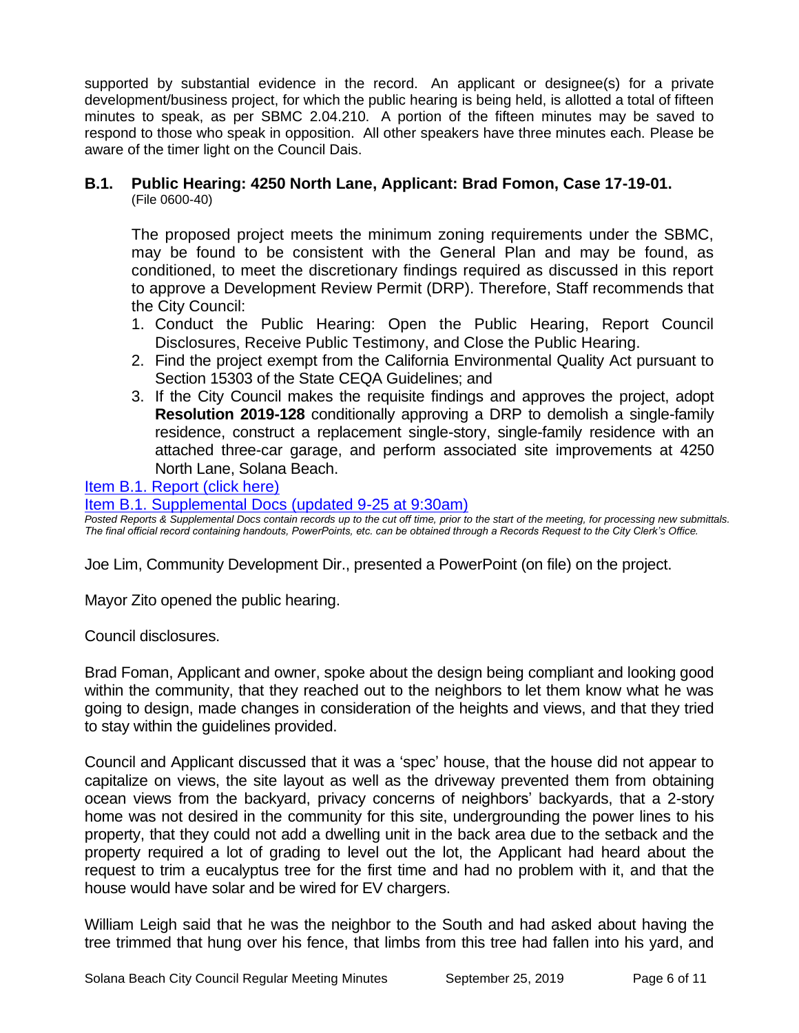supported by substantial evidence in the record. An applicant or designee(s) for a private development/business project, for which the public hearing is being held, is allotted a total of fifteen minutes to speak, as per SBMC 2.04.210. A portion of the fifteen minutes may be saved to respond to those who speak in opposition. All other speakers have three minutes each. Please be aware of the timer light on the Council Dais.

### B.1. Public Hearing: 4250 North Lane, Applicant: Brad Fomon, Case 17-19-01.

(File 0600-40)

The proposed project meets the minimum zoning requirements under the SBMC, may be found to be consistent with the General Plan and may be found, as conditioned, to meet the discretionary findings required as discussed in this report to approve a Development Review Permit (DRP). Therefore, Staff recommends that the City Council:

1. Conduct the Public Hearing: Open the Public Hearing, Report Council Disclosures, Receive Public Testimony, and Close the Public Hearing.
2. Find the project exempt from the California Environmental Quality Act pursuant to Section 15303 of the State CEQA Guidelines; and
3. If the City Council makes the requisite findings and approves the project, adopt **Resolution 2019-128** conditionally approving a DRP to demolish a single-family residence, construct a replacement single-story, single-family residence with an attached three-car garage, and perform associated site improvements at 4250 North Lane, Solana Beach.

Item B.1. Report (click here)

Item B.1. Supplemental Docs (updated 9-25 at 9:30am)

*Posted Reports & Supplemental Docs contain records up to the cut off time, prior to the start of the meeting, for processing new submittals. The final official record containing handouts, PowerPoints, etc. can be obtained through a Records Request to the City Clerk's Office.*

Joe Lim, Community Development Dir., presented a PowerPoint (on file) on the project.

Mayor Zito opened the public hearing.

Council disclosures.

Brad Foman, Applicant and owner, spoke about the design being compliant and looking good within the community, that they reached out to the neighbors to let them know what he was going to design, made changes in consideration of the heights and views, and that they tried to stay within the guidelines provided.

Council and Applicant discussed that it was a 'spec' house, that the house did not appear to capitalize on views, the site layout as well as the driveway prevented them from obtaining ocean views from the backyard, privacy concerns of neighbors' backyards, that a 2-story home was not desired in the community for this site, undergrounding the power lines to his property, that they could not add a dwelling unit in the back area due to the setback and the property required a lot of grading to level out the lot, the Applicant had heard about the request to trim a eucalyptus tree for the first time and had no problem with it, and that the house would have solar and be wired for EV chargers.

William Leigh said that he was the neighbor to the South and had asked about having the tree trimmed that hung over his fence, that limbs from this tree had fallen into his yard, and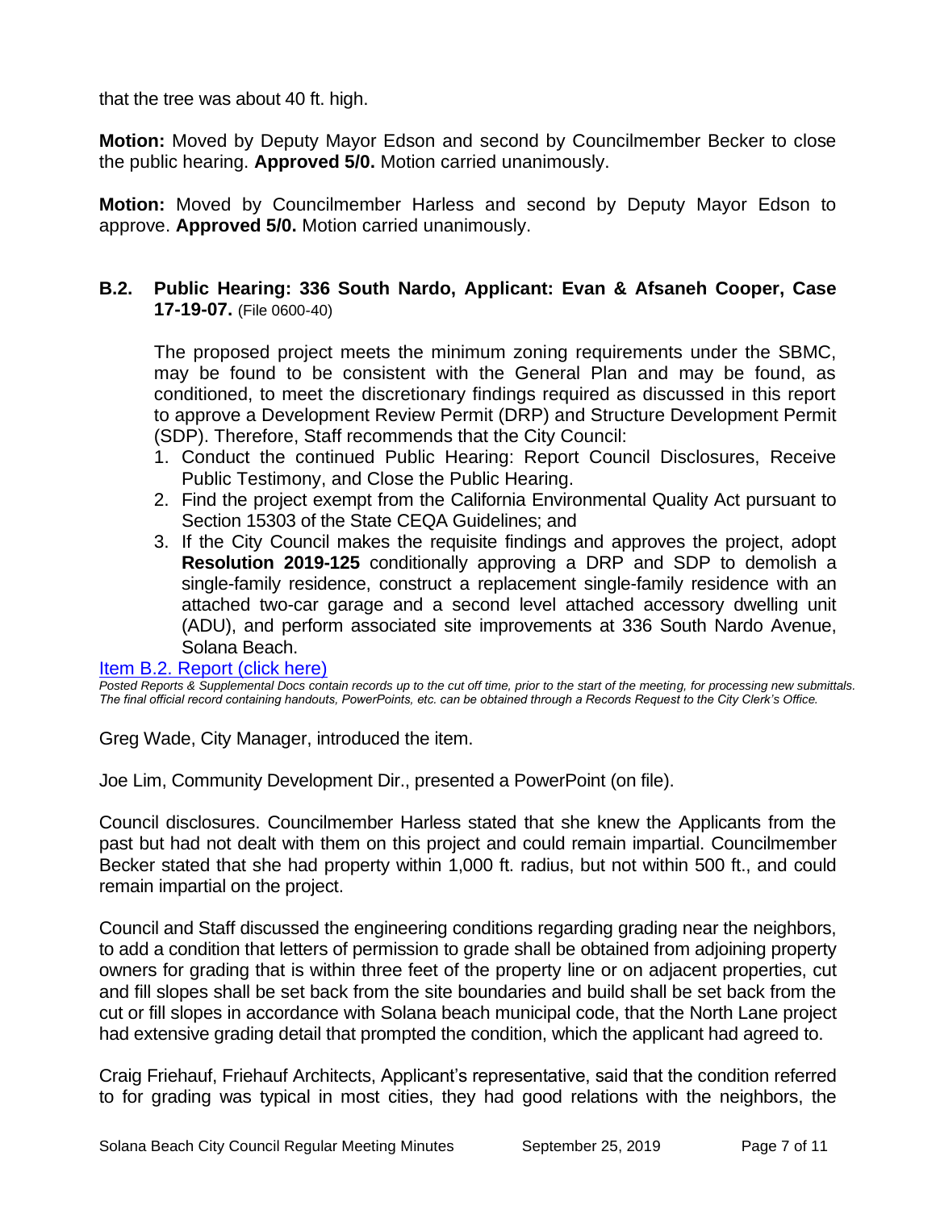that the tree was about 40 ft. high.

**Motion:** Moved by Deputy Mayor Edson and second by Councilmember Becker to close the public hearing. **Approved 5/0.** Motion carried unanimously.

**Motion:** Moved by Councilmember Harless and second by Deputy Mayor Edson to approve. **Approved 5/0.** Motion carried unanimously.

### B.2. Public Hearing: 336 South Nardo, Applicant: Evan & Afsaneh Cooper, Case 17-19-07. (File 0600-40)

The proposed project meets the minimum zoning requirements under the SBMC, may be found to be consistent with the General Plan and may be found, as conditioned, to meet the discretionary findings required as discussed in this report to approve a Development Review Permit (DRP) and Structure Development Permit (SDP). Therefore, Staff recommends that the City Council:

1. Conduct the continued Public Hearing: Report Council Disclosures, Receive Public Testimony, and Close the Public Hearing.
2. Find the project exempt from the California Environmental Quality Act pursuant to Section 15303 of the State CEQA Guidelines; and
3. If the City Council makes the requisite findings and approves the project, adopt **Resolution 2019-125** conditionally approving a DRP and SDP to demolish a single-family residence, construct a replacement single-family residence with an attached two-car garage and a second level attached accessory dwelling unit (ADU), and perform associated site improvements at 336 South Nardo Avenue, Solana Beach.

[Item B.2. Report (click here)]

*Posted Reports & Supplemental Docs contain records up to the cut off time, prior to the start of the meeting, for processing new submittals. The final official record containing handouts, PowerPoints, etc. can be obtained through a Records Request to the City Clerk's Office.*

Greg Wade, City Manager, introduced the item.

Joe Lim, Community Development Dir., presented a PowerPoint (on file).

Council disclosures. Councilmember Harless stated that she knew the Applicants from the past but had not dealt with them on this project and could remain impartial. Councilmember Becker stated that she had property within 1,000 ft. radius, but not within 500 ft., and could remain impartial on the project.

Council and Staff discussed the engineering conditions regarding grading near the neighbors, to add a condition that letters of permission to grade shall be obtained from adjoining property owners for grading that is within three feet of the property line or on adjacent properties, cut and fill slopes shall be set back from the site boundaries and build shall be set back from the cut or fill slopes in accordance with Solana beach municipal code, that the North Lane project had extensive grading detail that prompted the condition, which the applicant had agreed to.

Craig Friehauf, Friehauf Architects, Applicant's representative, said that the condition referred to for grading was typical in most cities, they had good relations with the neighbors, the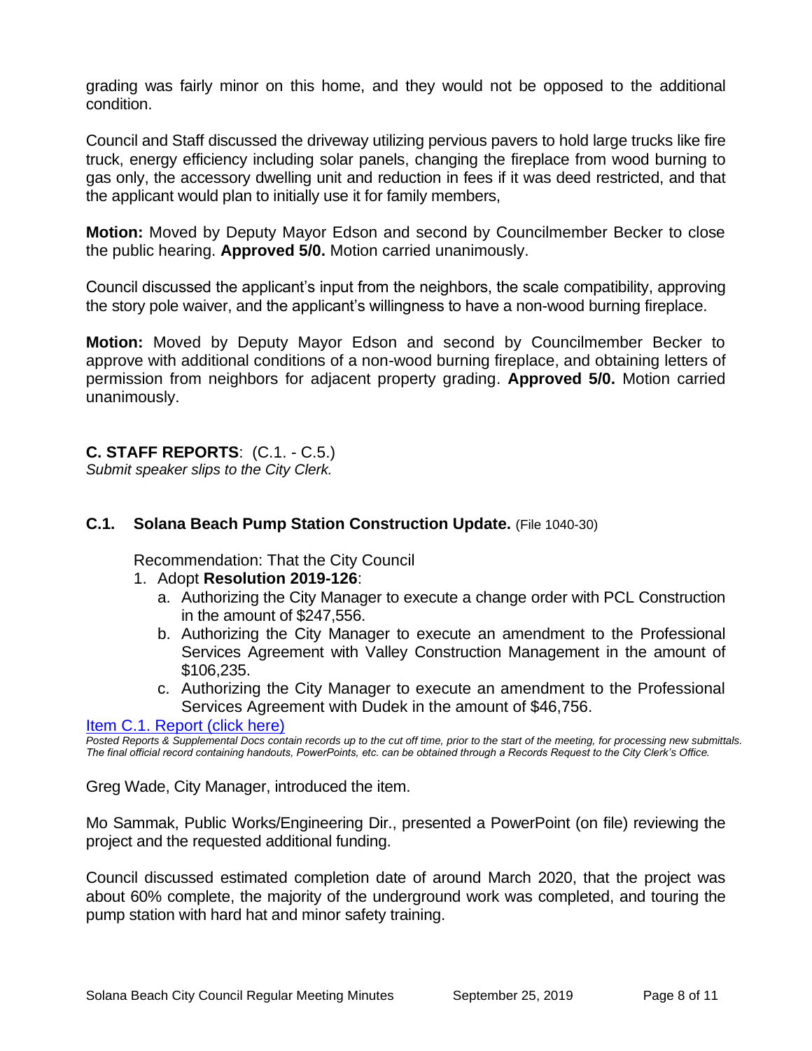grading was fairly minor on this home, and they would not be opposed to the additional condition.

Council and Staff discussed the driveway utilizing pervious pavers to hold large trucks like fire truck, energy efficiency including solar panels, changing the fireplace from wood burning to gas only, the accessory dwelling unit and reduction in fees if it was deed restricted, and that the applicant would plan to initially use it for family members,

**Motion:** Moved by Deputy Mayor Edson and second by Councilmember Becker to close the public hearing. **Approved 5/0.** Motion carried unanimously.

Council discussed the applicant's input from the neighbors, the scale compatibility, approving the story pole waiver, and the applicant's willingness to have a non-wood burning fireplace.

**Motion:** Moved by Deputy Mayor Edson and second by Councilmember Becker to approve with additional conditions of a non-wood burning fireplace, and obtaining letters of permission from neighbors for adjacent property grading. **Approved 5/0.** Motion carried unanimously.

## C. STAFF REPORTS: (C.1. - C.5.)

*Submit speaker slips to the City Clerk.*

### C.1. Solana Beach Pump Station Construction Update. (File 1040-30)

Recommendation: That the City Council

1. Adopt **Resolution 2019-126**:
   a. Authorizing the City Manager to execute a change order with PCL Construction in the amount of $247,556.
   b. Authorizing the City Manager to execute an amendment to the Professional Services Agreement with Valley Construction Management in the amount of $106,235.
   c. Authorizing the City Manager to execute an amendment to the Professional Services Agreement with Dudek in the amount of $46,756.

Item C.1. Report (click here)

*Posted Reports & Supplemental Docs contain records up to the cut off time, prior to the start of the meeting, for processing new submittals. The final official record containing handouts, PowerPoints, etc. can be obtained through a Records Request to the City Clerk's Office.*

Greg Wade, City Manager, introduced the item.

Mo Sammak, Public Works/Engineering Dir., presented a PowerPoint (on file) reviewing the project and the requested additional funding.

Council discussed estimated completion date of around March 2020, that the project was about 60% complete, the majority of the underground work was completed, and touring the pump station with hard hat and minor safety training.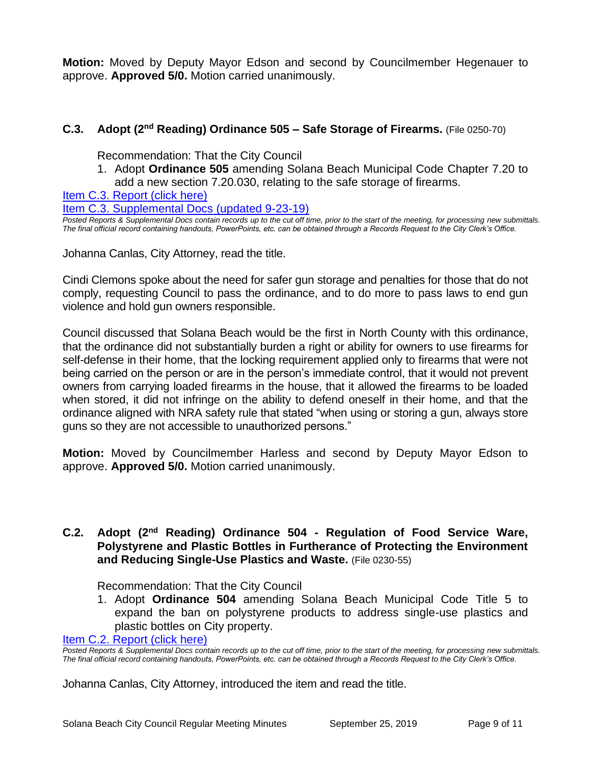**Motion:** Moved by Deputy Mayor Edson and second by Councilmember Hegenauer to approve. **Approved 5/0.** Motion carried unanimously.

### C.3. Adopt (2nd Reading) Ordinance 505 – Safe Storage of Firearms. (File 0250-70)

Recommendation: That the City Council

1. Adopt **Ordinance 505** amending Solana Beach Municipal Code Chapter 7.20 to add a new section 7.20.030, relating to the safe storage of firearms.

[Item C.3. Report (click here)]

[Item C.3. Supplemental Docs (updated 9-23-19)]

*Posted Reports & Supplemental Docs contain records up to the cut off time, prior to the start of the meeting, for processing new submittals. The final official record containing handouts, PowerPoints, etc. can be obtained through a Records Request to the City Clerk's Office.*

Johanna Canlas, City Attorney, read the title.

Cindi Clemons spoke about the need for safer gun storage and penalties for those that do not comply, requesting Council to pass the ordinance, and to do more to pass laws to end gun violence and hold gun owners responsible.

Council discussed that Solana Beach would be the first in North County with this ordinance, that the ordinance did not substantially burden a right or ability for owners to use firearms for self-defense in their home, that the locking requirement applied only to firearms that were not being carried on the person or are in the person's immediate control, that it would not prevent owners from carrying loaded firearms in the house, that it allowed the firearms to be loaded when stored, it did not infringe on the ability to defend oneself in their home, and that the ordinance aligned with NRA safety rule that stated "when using or storing a gun, always store guns so they are not accessible to unauthorized persons."

**Motion:** Moved by Councilmember Harless and second by Deputy Mayor Edson to approve. **Approved 5/0.** Motion carried unanimously.

### C.2. Adopt (2nd Reading) Ordinance 504 - Regulation of Food Service Ware, Polystyrene and Plastic Bottles in Furtherance of Protecting the Environment and Reducing Single-Use Plastics and Waste. (File 0230-55)

Recommendation: That the City Council

1. Adopt **Ordinance 504** amending Solana Beach Municipal Code Title 5 to expand the ban on polystyrene products to address single-use plastics and plastic bottles on City property.

[Item C.2. Report (click here)]

*Posted Reports & Supplemental Docs contain records up to the cut off time, prior to the start of the meeting, for processing new submittals. The final official record containing handouts, PowerPoints, etc. can be obtained through a Records Request to the City Clerk's Office.*

Johanna Canlas, City Attorney, introduced the item and read the title.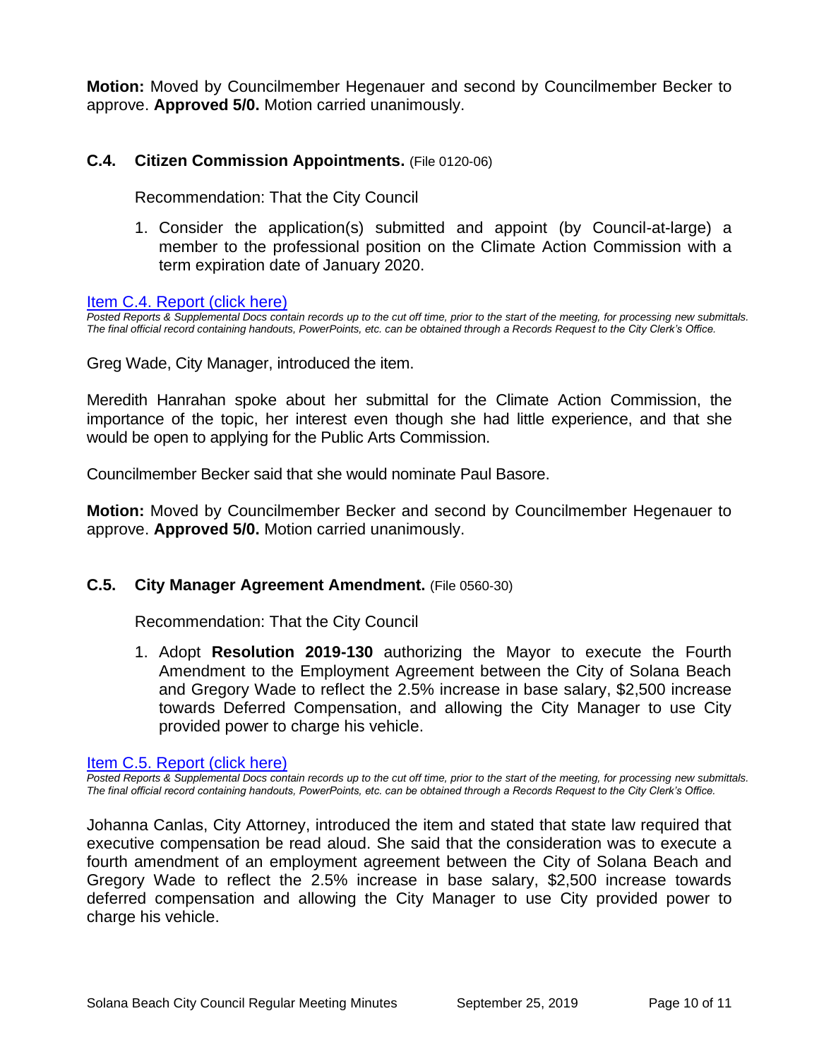**Motion:** Moved by Councilmember Hegenauer and second by Councilmember Becker to approve. **Approved 5/0.** Motion carried unanimously.

### C.4. Citizen Commission Appointments. (File 0120-06)

Recommendation: That the City Council

1. Consider the application(s) submitted and appoint (by Council-at-large) a member to the professional position on the Climate Action Commission with a term expiration date of January 2020.

Item C.4. Report (click here)

*Posted Reports & Supplemental Docs contain records up to the cut off time, prior to the start of the meeting, for processing new submittals. The final official record containing handouts, PowerPoints, etc. can be obtained through a Records Request to the City Clerk's Office.*

Greg Wade, City Manager, introduced the item.

Meredith Hanrahan spoke about her submittal for the Climate Action Commission, the importance of the topic, her interest even though she had little experience, and that she would be open to applying for the Public Arts Commission.

Councilmember Becker said that she would nominate Paul Basore.

**Motion:** Moved by Councilmember Becker and second by Councilmember Hegenauer to approve. **Approved 5/0.** Motion carried unanimously.

### C.5. City Manager Agreement Amendment. (File 0560-30)

Recommendation: That the City Council

1. Adopt **Resolution 2019-130** authorizing the Mayor to execute the Fourth Amendment to the Employment Agreement between the City of Solana Beach and Gregory Wade to reflect the 2.5% increase in base salary, $2,500 increase towards Deferred Compensation, and allowing the City Manager to use City provided power to charge his vehicle.

Item C.5. Report (click here)

*Posted Reports & Supplemental Docs contain records up to the cut off time, prior to the start of the meeting, for processing new submittals. The final official record containing handouts, PowerPoints, etc. can be obtained through a Records Request to the City Clerk's Office.*

Johanna Canlas, City Attorney, introduced the item and stated that state law required that executive compensation be read aloud. She said that the consideration was to execute a fourth amendment of an employment agreement between the City of Solana Beach and Gregory Wade to reflect the 2.5% increase in base salary, $2,500 increase towards deferred compensation and allowing the City Manager to use City provided power to charge his vehicle.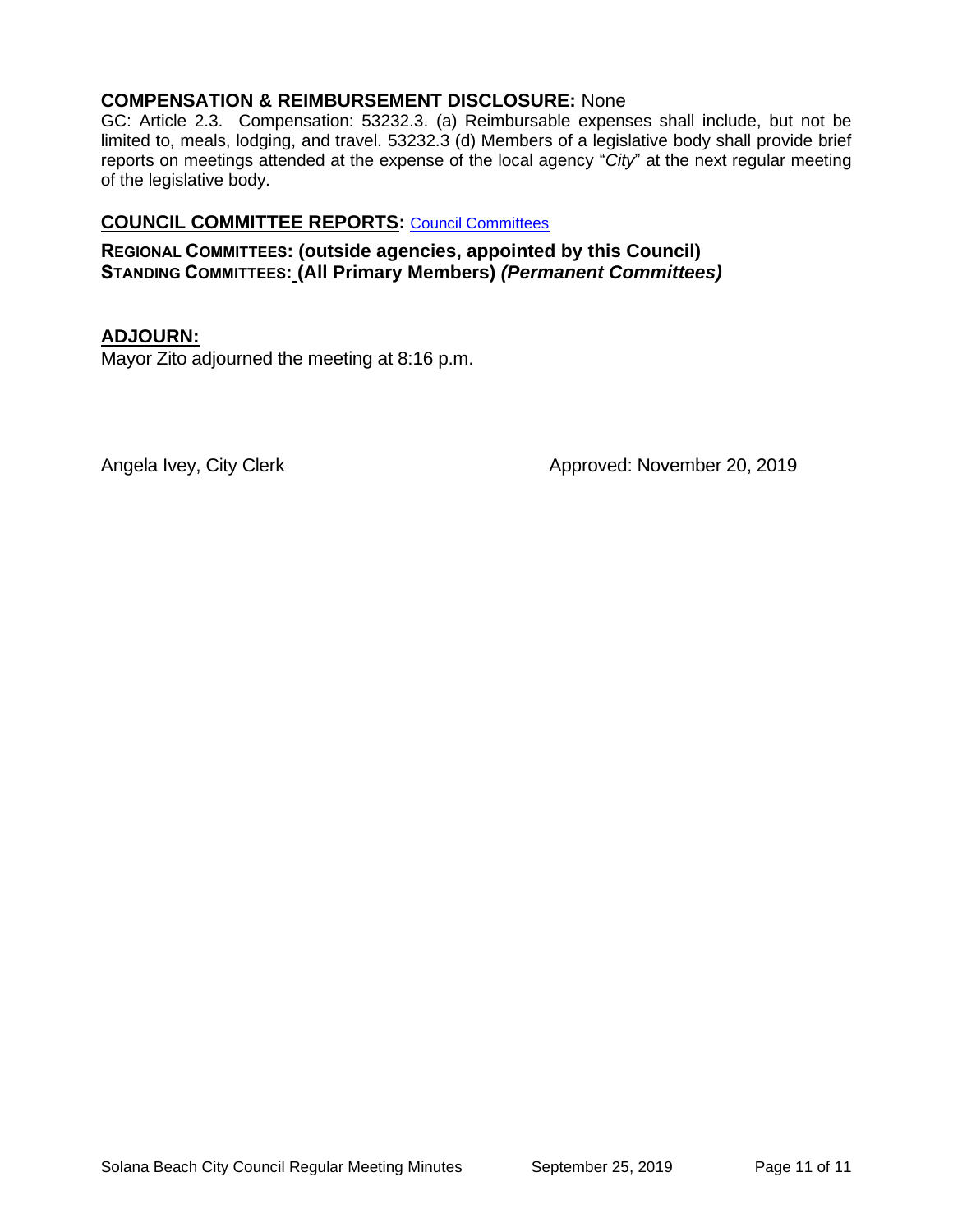**COMPENSATION & REIMBURSEMENT DISCLOSURE:** None

GC: Article 2.3. Compensation: 53232.3. (a) Reimbursable expenses shall include, but not be limited to, meals, lodging, and travel. 53232.3 (d) Members of a legislative body shall provide brief reports on meetings attended at the expense of the local agency "*City*" at the next regular meeting of the legislative body.

**COUNCIL COMMITTEE REPORTS:** Council Committees

**REGIONAL COMMITTEES: (outside agencies, appointed by this Council)**
**STANDING COMMITTEES: (All Primary Members)** ***(Permanent Committees)***

**ADJOURN:**

Mayor Zito adjourned the meeting at 8:16 p.m.

Angela Ivey, City Clerk    Approved: November 20, 2019